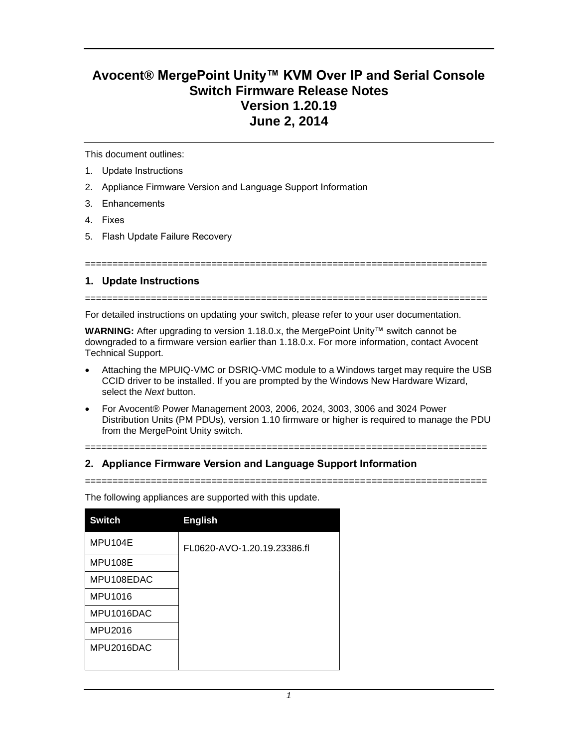# Avocent® MergePoint Unity™ KVM Over IP and Serial Console Switch Firmware Release Notes
# Version 1.20.19
# June 2, 2014

This document outlines:

1. Update Instructions
2. Appliance Firmware Version and Language Support Information
3. Enhancements
4. Fixes
5. Flash Update Failure Recovery

========================================================================

## 1. Update Instructions

========================================================================

For detailed instructions on updating your switch, please refer to your user documentation.

**WARNING:** After upgrading to version 1.18.0.x, the MergePoint Unity™ switch cannot be downgraded to a firmware version earlier than 1.18.0.x. For more information, contact Avocent Technical Support.

- Attaching the MPUIQ-VMC or DSRIQ-VMC module to a Windows target may require the USB CCID driver to be installed. If you are prompted by the Windows New Hardware Wizard, select the *Next* button.
- For Avocent® Power Management 2003, 2006, 2024, 3003, 3006 and 3024 Power Distribution Units (PM PDUs), version 1.10 firmware or higher is required to manage the PDU from the MergePoint Unity switch.

========================================================================

## 2. Appliance Firmware Version and Language Support Information

========================================================================

The following appliances are supported with this update.

| Switch | English |
|---|---|
| MPU104E | FL0620-AVO-1.20.19.23386.fl |
| MPU108E | |
| MPU108EDAC | |
| MPU1016 | |
| MPU1016DAC | |
| MPU2016 | |
| MPU2016DAC | |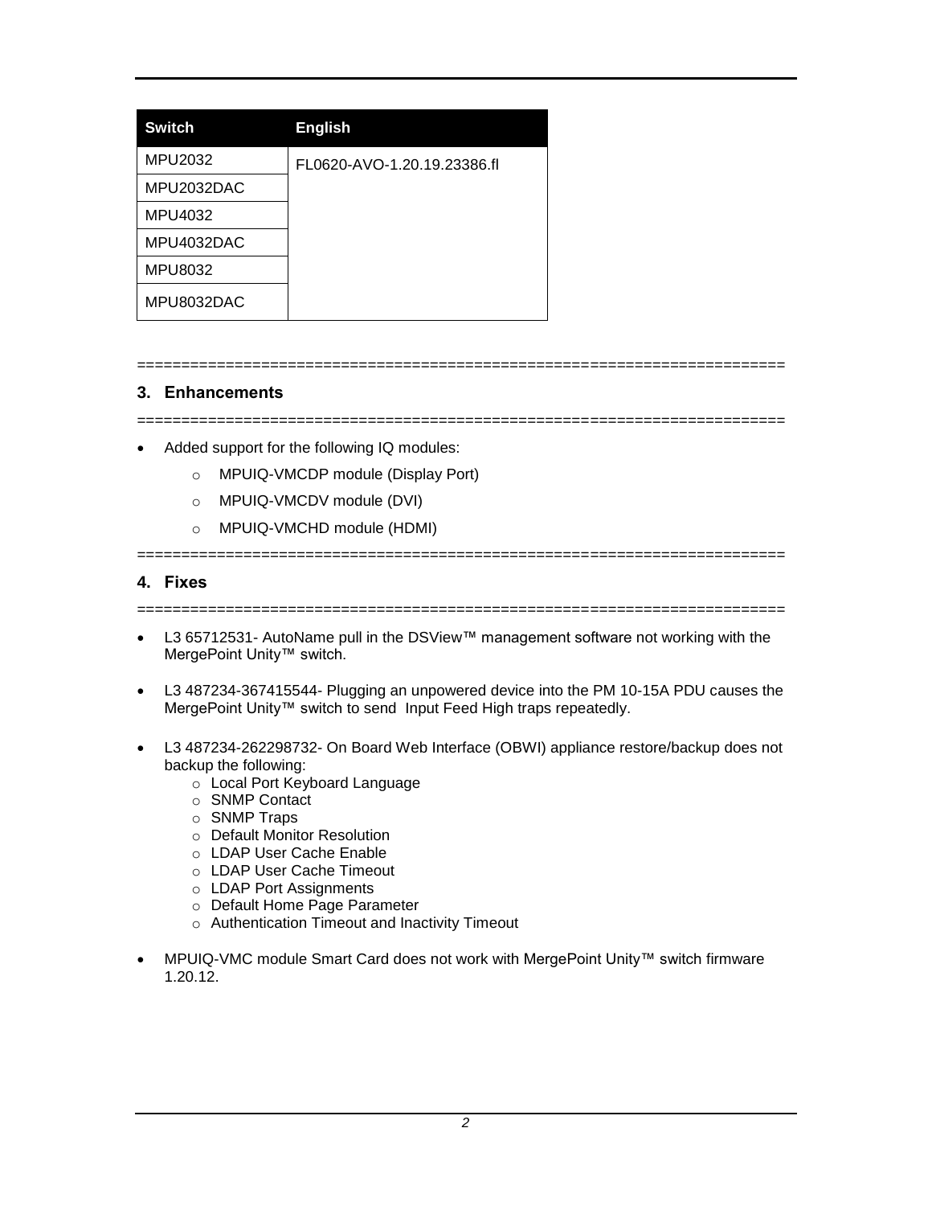| Switch | English |
| --- | --- |
| MPU2032 | FL0620-AVO-1.20.19.23386.fl |
| MPU2032DAC | |
| MPU4032 | |
| MPU4032DAC | |
| MPU8032 | |
| MPU8032DAC | |

========================================================================

## 3. Enhancements

========================================================================

- Added support for the following IQ modules:
  - MPUIQ-VMCDP module (Display Port)
  - MPUIQ-VMCDV module (DVI)
  - MPUIQ-VMCHD module (HDMI)

========================================================================

## 4. Fixes

========================================================================

- L3 65712531- AutoName pull in the DSView™ management software not working with the MergePoint Unity™ switch.
- L3 487234-367415544- Plugging an unpowered device into the PM 10-15A PDU causes the MergePoint Unity™ switch to send Input Feed High traps repeatedly.
- L3 487234-262298732- On Board Web Interface (OBWI) appliance restore/backup does not backup the following:
  - Local Port Keyboard Language
  - SNMP Contact
  - SNMP Traps
  - Default Monitor Resolution
  - LDAP User Cache Enable
  - LDAP User Cache Timeout
  - LDAP Port Assignments
  - Default Home Page Parameter
  - Authentication Timeout and Inactivity Timeout
- MPUIQ-VMC module Smart Card does not work with MergePoint Unity™ switch firmware 1.20.12.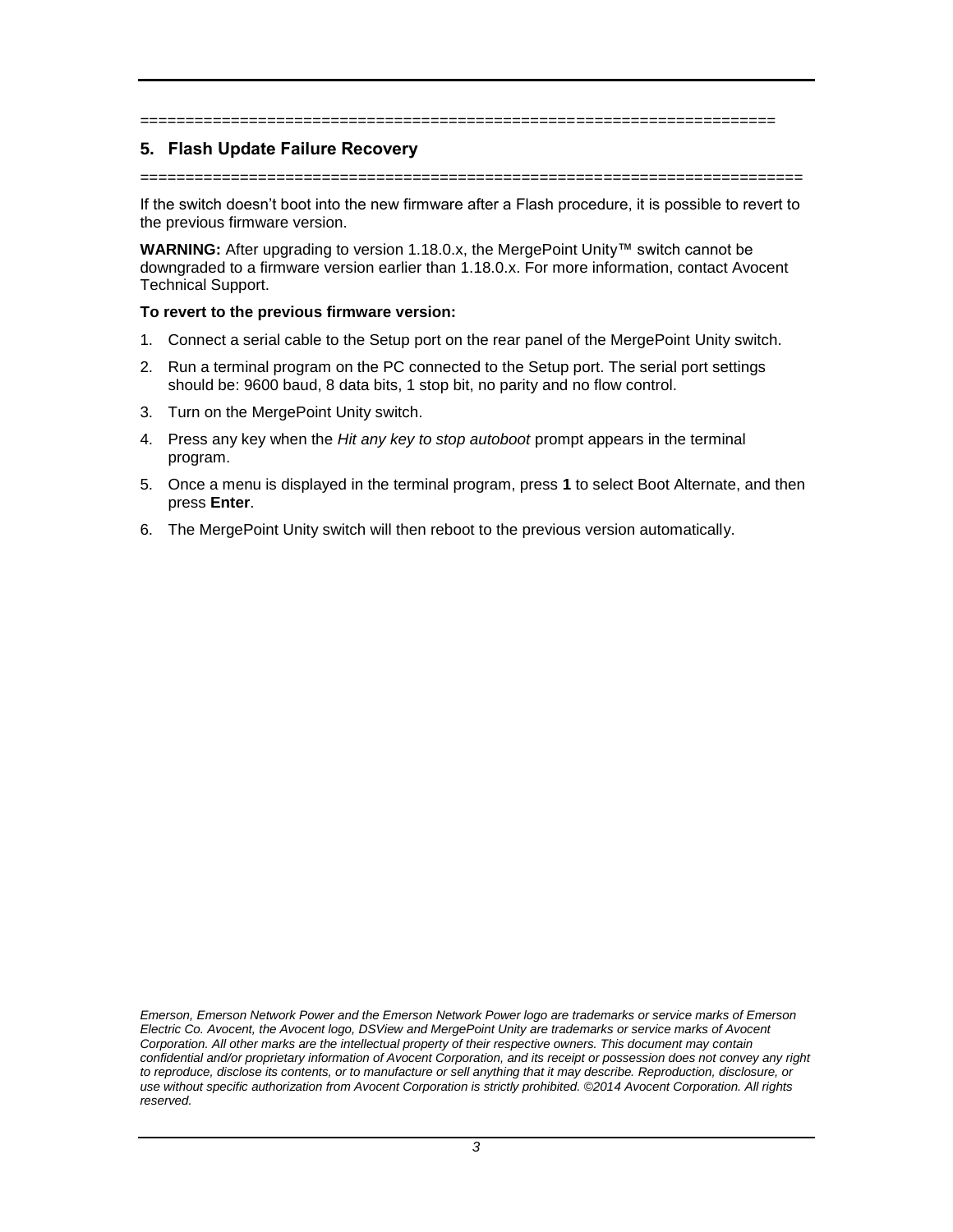======================================================================

## 5. Flash Update Failure Recovery

======================================================================

If the switch doesn't boot into the new firmware after a Flash procedure, it is possible to revert to the previous firmware version.

**WARNING:** After upgrading to version 1.18.0.x, the MergePoint Unity™ switch cannot be downgraded to a firmware version earlier than 1.18.0.x. For more information, contact Avocent Technical Support.

**To revert to the previous firmware version:**

1. Connect a serial cable to the Setup port on the rear panel of the MergePoint Unity switch.
2. Run a terminal program on the PC connected to the Setup port. The serial port settings should be: 9600 baud, 8 data bits, 1 stop bit, no parity and no flow control.
3. Turn on the MergePoint Unity switch.
4. Press any key when the *Hit any key to stop autoboot* prompt appears in the terminal program.
5. Once a menu is displayed in the terminal program, press **1** to select Boot Alternate, and then press **Enter**.
6. The MergePoint Unity switch will then reboot to the previous version automatically.

*Emerson, Emerson Network Power and the Emerson Network Power logo are trademarks or service marks of Emerson Electric Co. Avocent, the Avocent logo, DSView and MergePoint Unity are trademarks or service marks of Avocent Corporation. All other marks are the intellectual property of their respective owners. This document may contain confidential and/or proprietary information of Avocent Corporation, and its receipt or possession does not convey any right to reproduce, disclose its contents, or to manufacture or sell anything that it may describe. Reproduction, disclosure, or use without specific authorization from Avocent Corporation is strictly prohibited. ©2014 Avocent Corporation. All rights reserved.*